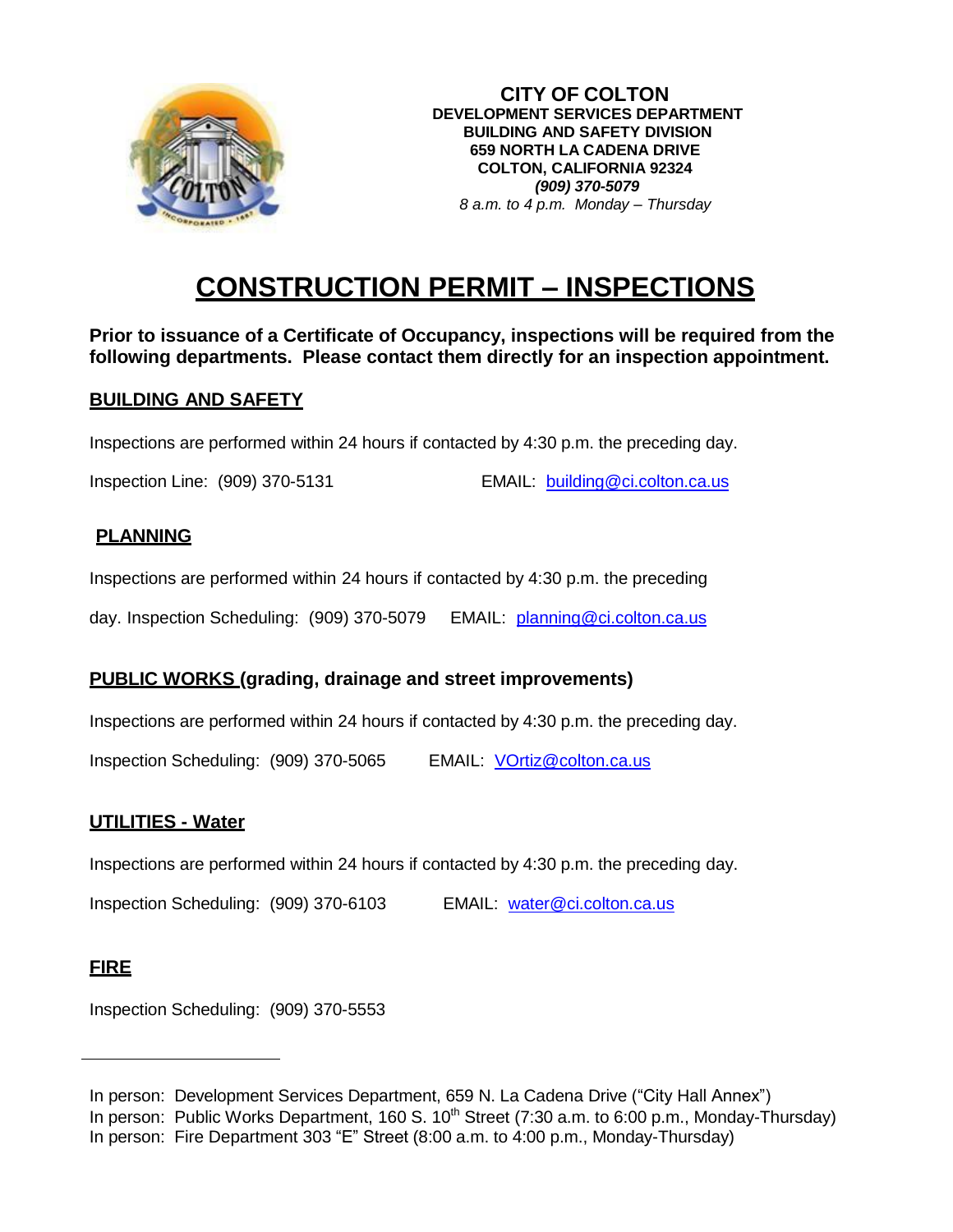**CITY OF COLTON**
**DEVELOPMENT SERVICES DEPARTMENT**
**BUILDING AND SAFETY DIVISION**
**659 NORTH LA CADENA DRIVE**
**COLTON, CALIFORNIA 92324**
***(909) 370-5079***
*8 a.m. to 4 p.m. Monday – Thursday*

# CONSTRUCTION PERMIT – INSPECTIONS

**Prior to issuance of a Certificate of Occupancy, inspections will be required from the following departments. Please contact them directly for an inspection appointment.**

## BUILDING AND SAFETY

Inspections are performed within 24 hours if contacted by 4:30 p.m. the preceding day.

Inspection Line: (909) 370-5131 EMAIL: building@ci.colton.ca.us

## PLANNING

Inspections are performed within 24 hours if contacted by 4:30 p.m. the preceding day. Inspection Scheduling: (909) 370-5079 EMAIL: planning@ci.colton.ca.us

## PUBLIC WORKS (grading, drainage and street improvements)

Inspections are performed within 24 hours if contacted by 4:30 p.m. the preceding day.

Inspection Scheduling: (909) 370-5065 EMAIL: VOrtiz@colton.ca.us

## UTILITIES - Water

Inspections are performed within 24 hours if contacted by 4:30 p.m. the preceding day.

Inspection Scheduling: (909) 370-6103 EMAIL: water@ci.colton.ca.us

## FIRE

Inspection Scheduling: (909) 370-5553

---

In person: Development Services Department, 659 N. La Cadena Drive ("City Hall Annex")
In person: Public Works Department, 160 S. 10th Street (7:30 a.m. to 6:00 p.m., Monday-Thursday)
In person: Fire Department 303 "E" Street (8:00 a.m. to 4:00 p.m., Monday-Thursday)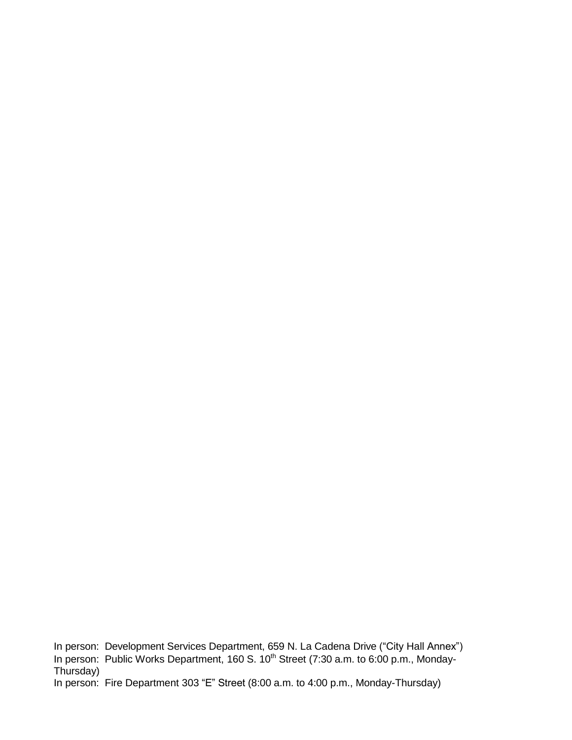In person: Development Services Department, 659 N. La Cadena Drive ("City Hall Annex")
In person: Public Works Department, 160 S. 10th Street (7:30 a.m. to 6:00 p.m., Monday-Thursday)
In person: Fire Department 303 "E" Street (8:00 a.m. to 4:00 p.m., Monday-Thursday)